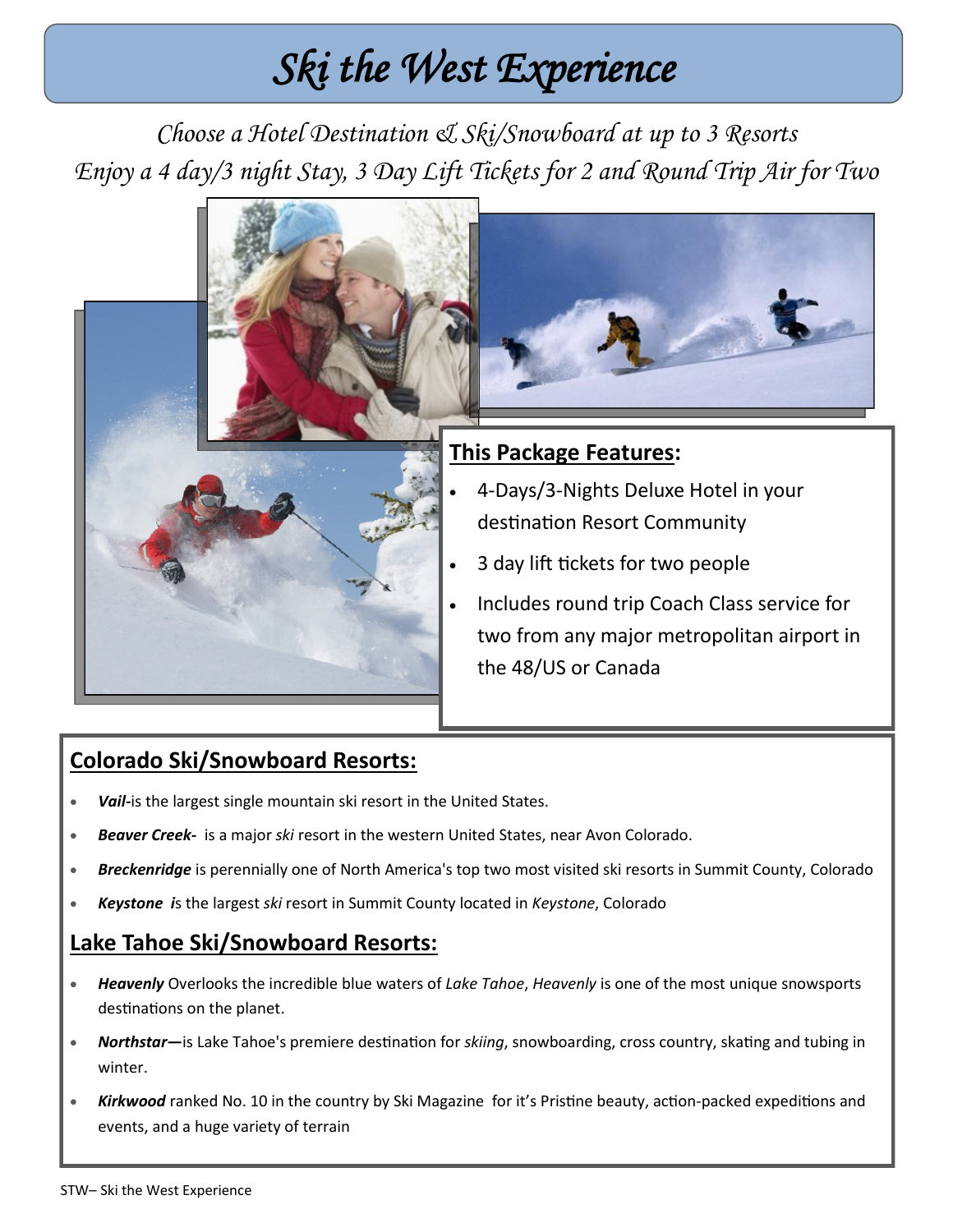# *Ski the West Experience*

*Choose a Hotel Destination & Ski/Snowboard at up to 3 Resorts*
*Enjoy a 4 day/3 night Stay, 3 Day Lift Tickets for 2 and Round Trip Air for Two*

## This Package Features:

- 4-Days/3-Nights Deluxe Hotel in your destination Resort Community
- 3 day lift tickets for two people
- Includes round trip Coach Class service for two from any major metropolitan airport in the 48/US or Canada

## Colorado Ski/Snowboard Resorts:

- ***Vail-***is the largest single mountain ski resort in the United States.
- ***Beaver Creek-*** is a major *ski* resort in the western United States, near Avon Colorado.
- ***Breckenridge*** is perennially one of North America's top two most visited ski resorts in Summit County, Colorado
- ***Keystone i***s the largest *ski* resort in Summit County located in *Keystone*, Colorado

## Lake Tahoe Ski/Snowboard Resorts:

- ***Heavenly*** Overlooks the incredible blue waters of *Lake Tahoe*, *Heavenly* is one of the most unique snowsports destinations on the planet.
- ***Northstar—***is Lake Tahoe's premiere destination for *skiing*, snowboarding, cross country, skating and tubing in winter.
- ***Kirkwood*** ranked No. 10 in the country by Ski Magazine for it's Pristine beauty, action-packed expeditions and events, and a huge variety of terrain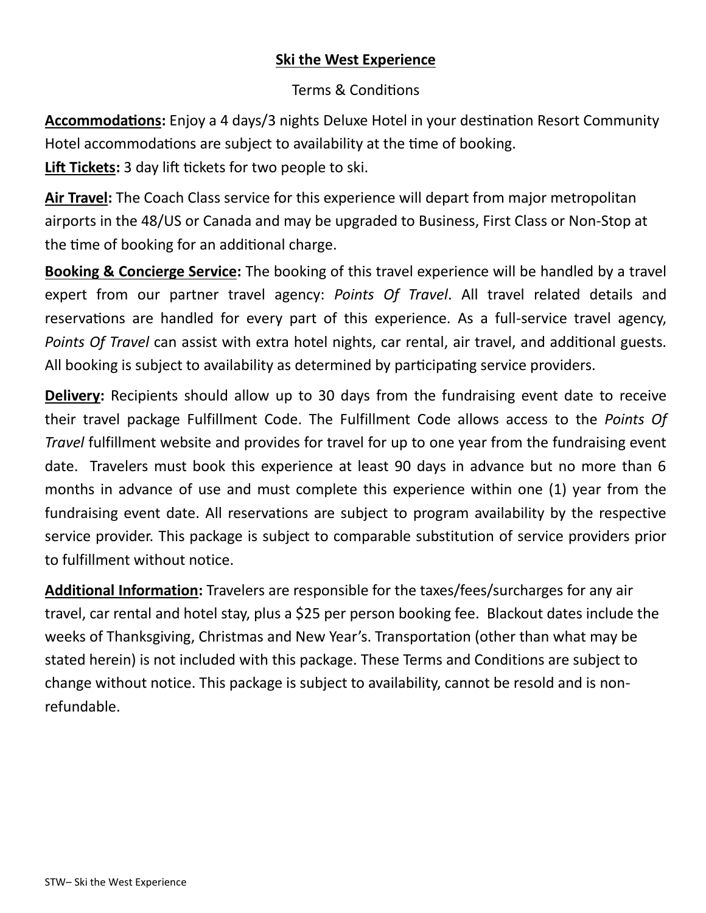**Ski the West Experience**

Terms & Conditions

**Accommodations:** Enjoy a 4 days/3 nights Deluxe Hotel in your destination Resort Community Hotel accommodations are subject to availability at the time of booking.

**Lift Tickets:** 3 day lift tickets for two people to ski.

**Air Travel:** The Coach Class service for this experience will depart from major metropolitan airports in the 48/US or Canada and may be upgraded to Business, First Class or Non-Stop at the time of booking for an additional charge.

**Booking & Concierge Service:** The booking of this travel experience will be handled by a travel expert from our partner travel agency: *Points Of Travel*. All travel related details and reservations are handled for every part of this experience. As a full-service travel agency, *Points Of Travel* can assist with extra hotel nights, car rental, air travel, and additional guests. All booking is subject to availability as determined by participating service providers.

**Delivery:** Recipients should allow up to 30 days from the fundraising event date to receive their travel package Fulfillment Code. The Fulfillment Code allows access to the *Points Of Travel* fulfillment website and provides for travel for up to one year from the fundraising event date. Travelers must book this experience at least 90 days in advance but no more than 6 months in advance of use and must complete this experience within one (1) year from the fundraising event date. All reservations are subject to program availability by the respective service provider. This package is subject to comparable substitution of service providers prior to fulfillment without notice.

**Additional Information:** Travelers are responsible for the taxes/fees/surcharges for any air travel, car rental and hotel stay, plus a $25 per person booking fee. Blackout dates include the weeks of Thanksgiving, Christmas and New Year's. Transportation (other than what may be stated herein) is not included with this package. These Terms and Conditions are subject to change without notice. This package is subject to availability, cannot be resold and is non-refundable.